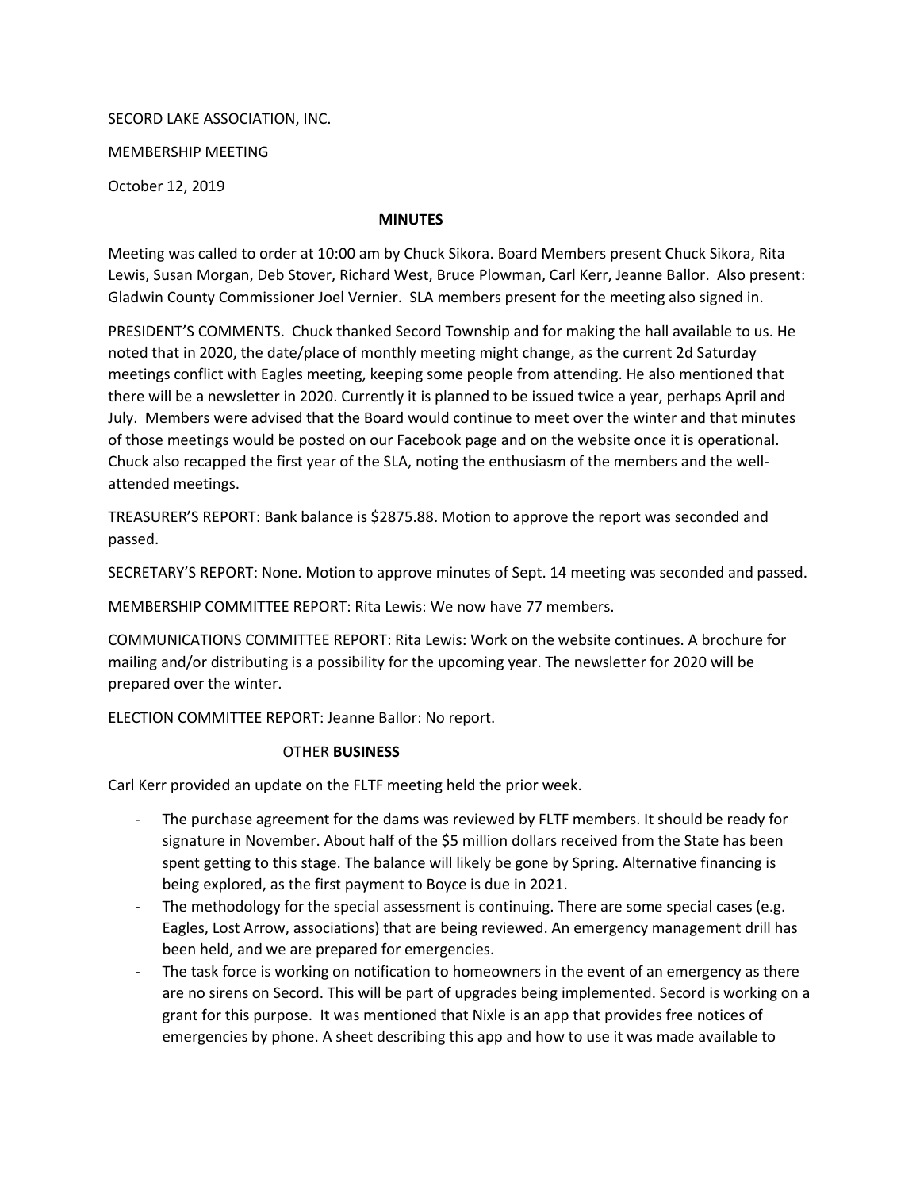SECORD LAKE ASSOCIATION, INC.

MEMBERSHIP MEETING

October 12, 2019

**MINUTES**

Meeting was called to order at 10:00 am by Chuck Sikora. Board Members present Chuck Sikora, Rita Lewis, Susan Morgan, Deb Stover, Richard West, Bruce Plowman, Carl Kerr, Jeanne Ballor. Also present: Gladwin County Commissioner Joel Vernier. SLA members present for the meeting also signed in.

PRESIDENT'S COMMENTS. Chuck thanked Secord Township and for making the hall available to us. He noted that in 2020, the date/place of monthly meeting might change, as the current 2d Saturday meetings conflict with Eagles meeting, keeping some people from attending. He also mentioned that there will be a newsletter in 2020. Currently it is planned to be issued twice a year, perhaps April and July. Members were advised that the Board would continue to meet over the winter and that minutes of those meetings would be posted on our Facebook page and on the website once it is operational. Chuck also recapped the first year of the SLA, noting the enthusiasm of the members and the well-attended meetings.

TREASURER'S REPORT: Bank balance is $2875.88. Motion to approve the report was seconded and passed.

SECRETARY'S REPORT: None. Motion to approve minutes of Sept. 14 meeting was seconded and passed.

MEMBERSHIP COMMITTEE REPORT: Rita Lewis: We now have 77 members.

COMMUNICATIONS COMMITTEE REPORT: Rita Lewis: Work on the website continues. A brochure for mailing and/or distributing is a possibility for the upcoming year. The newsletter for 2020 will be prepared over the winter.

ELECTION COMMITTEE REPORT: Jeanne Ballor: No report.

OTHER **BUSINESS**

Carl Kerr provided an update on the FLTF meeting held the prior week.

- The purchase agreement for the dams was reviewed by FLTF members. It should be ready for signature in November. About half of the $5 million dollars received from the State has been spent getting to this stage. The balance will likely be gone by Spring. Alternative financing is being explored, as the first payment to Boyce is due in 2021.
- The methodology for the special assessment is continuing. There are some special cases (e.g. Eagles, Lost Arrow, associations) that are being reviewed. An emergency management drill has been held, and we are prepared for emergencies.
- The task force is working on notification to homeowners in the event of an emergency as there are no sirens on Secord. This will be part of upgrades being implemented. Secord is working on a grant for this purpose. It was mentioned that Nixle is an app that provides free notices of emergencies by phone. A sheet describing this app and how to use it was made available to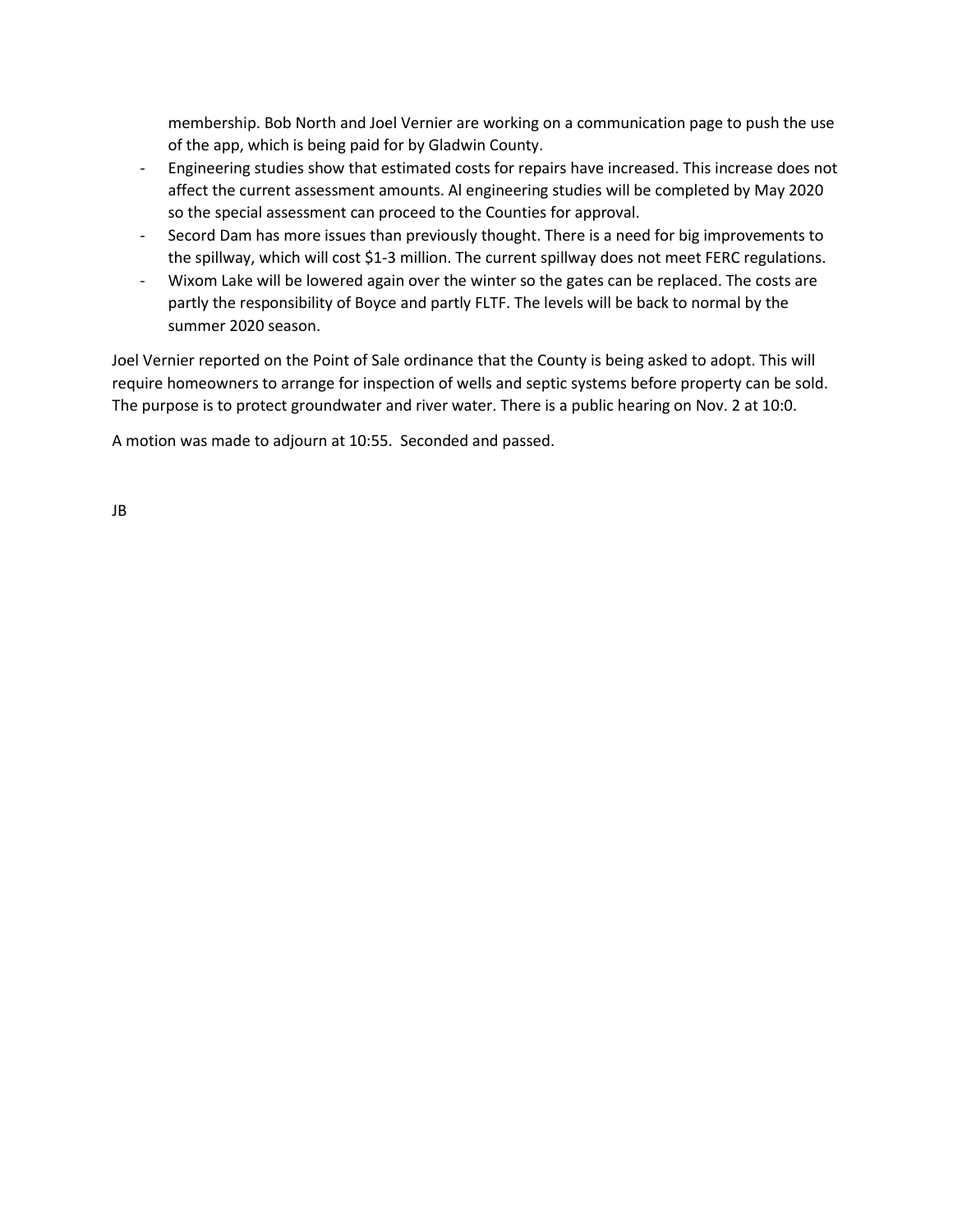membership. Bob North and Joel Vernier are working on a communication page to push the use of the app, which is being paid for by Gladwin County.

- Engineering studies show that estimated costs for repairs have increased. This increase does not affect the current assessment amounts. Al engineering studies will be completed by May 2020 so the special assessment can proceed to the Counties for approval.
- Secord Dam has more issues than previously thought. There is a need for big improvements to the spillway, which will cost $1-3 million. The current spillway does not meet FERC regulations.
- Wixom Lake will be lowered again over the winter so the gates can be replaced. The costs are partly the responsibility of Boyce and partly FLTF. The levels will be back to normal by the summer 2020 season.

Joel Vernier reported on the Point of Sale ordinance that the County is being asked to adopt. This will require homeowners to arrange for inspection of wells and septic systems before property can be sold. The purpose is to protect groundwater and river water. There is a public hearing on Nov. 2 at 10:0.

A motion was made to adjourn at 10:55. Seconded and passed.

JB